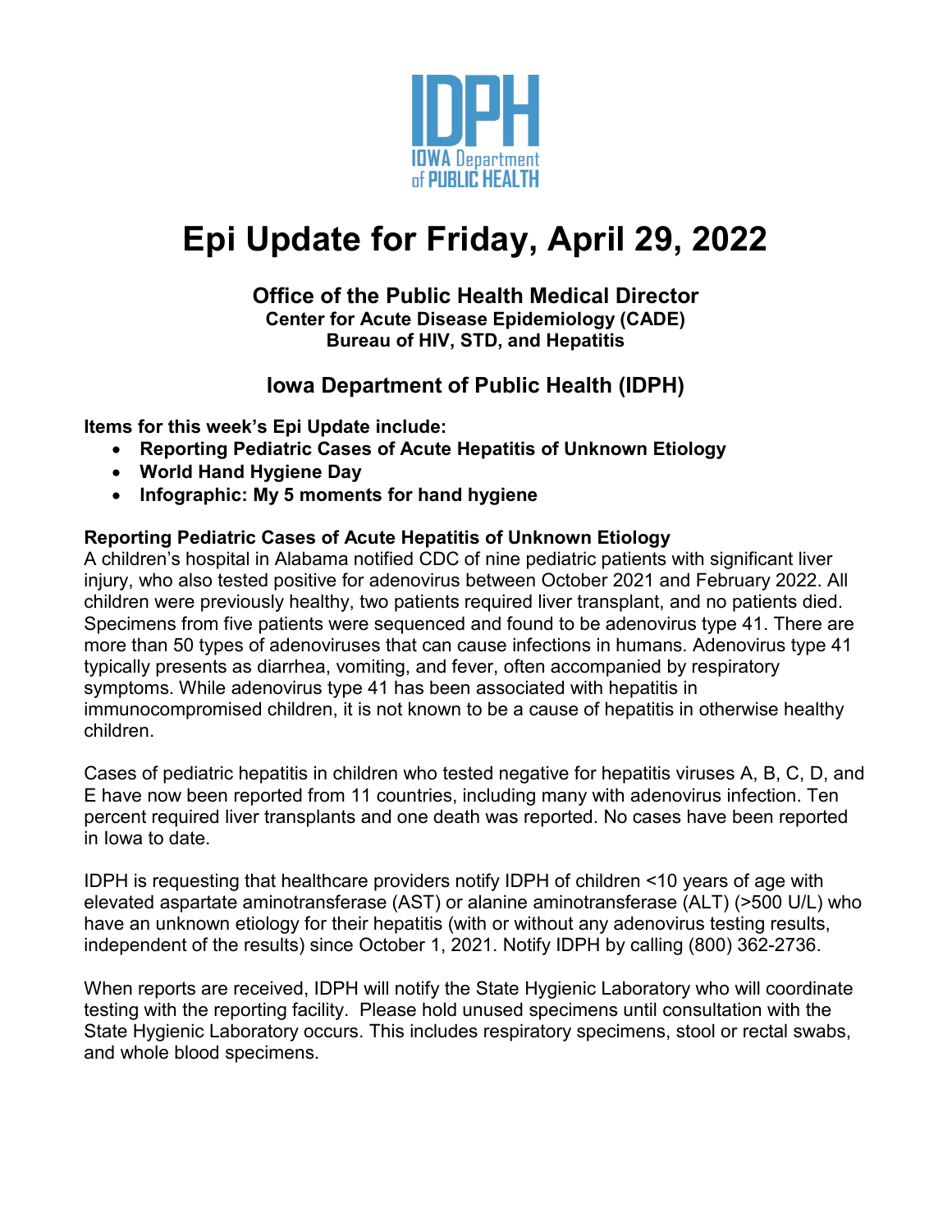IDPH
IOWA Department of PUBLIC HEALTH

# Epi Update for Friday, April 29, 2022

**Office of the Public Health Medical Director**
**Center for Acute Disease Epidemiology (CADE)**
**Bureau of HIV, STD, and Hepatitis**

**Iowa Department of Public Health (IDPH)**

**Items for this week's Epi Update include:**

- **Reporting Pediatric Cases of Acute Hepatitis of Unknown Etiology**
- **World Hand Hygiene Day**
- **Infographic: My 5 moments for hand hygiene**

## Reporting Pediatric Cases of Acute Hepatitis of Unknown Etiology

A children's hospital in Alabama notified CDC of nine pediatric patients with significant liver injury, who also tested positive for adenovirus between October 2021 and February 2022. All children were previously healthy, two patients required liver transplant, and no patients died. Specimens from five patients were sequenced and found to be adenovirus type 41. There are more than 50 types of adenoviruses that can cause infections in humans. Adenovirus type 41 typically presents as diarrhea, vomiting, and fever, often accompanied by respiratory symptoms. While adenovirus type 41 has been associated with hepatitis in immunocompromised children, it is not known to be a cause of hepatitis in otherwise healthy children.

Cases of pediatric hepatitis in children who tested negative for hepatitis viruses A, B, C, D, and E have now been reported from 11 countries, including many with adenovirus infection. Ten percent required liver transplants and one death was reported. No cases have been reported in Iowa to date.

IDPH is requesting that healthcare providers notify IDPH of children <10 years of age with elevated aspartate aminotransferase (AST) or alanine aminotransferase (ALT) (>500 U/L) who have an unknown etiology for their hepatitis (with or without any adenovirus testing results, independent of the results) since October 1, 2021. Notify IDPH by calling (800) 362-2736.

When reports are received, IDPH will notify the State Hygienic Laboratory who will coordinate testing with the reporting facility. Please hold unused specimens until consultation with the State Hygienic Laboratory occurs. This includes respiratory specimens, stool or rectal swabs, and whole blood specimens.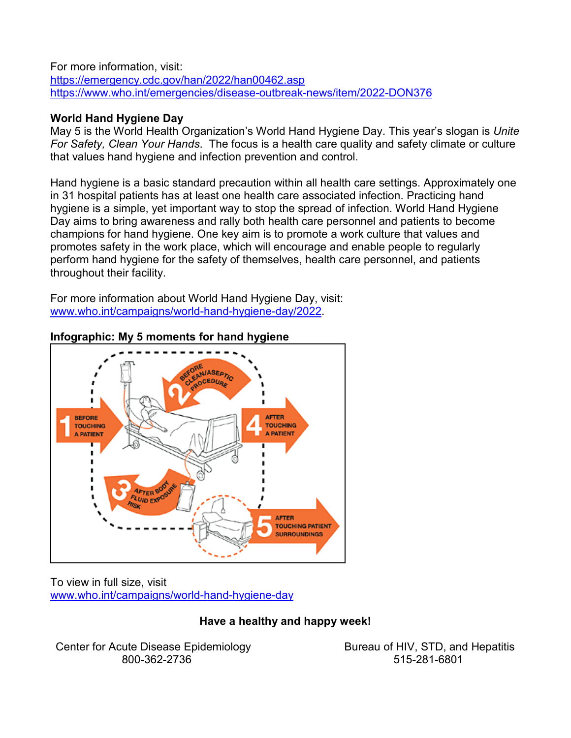For more information, visit:
https://emergency.cdc.gov/han/2022/han00462.asp
https://www.who.int/emergencies/disease-outbreak-news/item/2022-DON376

**World Hand Hygiene Day**

May 5 is the World Health Organization's World Hand Hygiene Day. This year's slogan is *Unite For Safety, Clean Your Hands*. The focus is a health care quality and safety climate or culture that values hand hygiene and infection prevention and control.

Hand hygiene is a basic standard precaution within all health care settings. Approximately one in 31 hospital patients has at least one health care associated infection. Practicing hand hygiene is a simple, yet important way to stop the spread of infection. World Hand Hygiene Day aims to bring awareness and rally both health care personnel and patients to become champions for hand hygiene. One key aim is to promote a work culture that values and promotes safety in the work place, which will encourage and enable people to regularly perform hand hygiene for the safety of themselves, health care personnel, and patients throughout their facility.

For more information about World Hand Hygiene Day, visit:
www.who.int/campaigns/world-hand-hygiene-day/2022.

**Infographic: My 5 moments for hand hygiene**

1 BEFORE TOUCHING A PATIENT

2 BEFORE CLEAN/ASEPTIC PROCEDURE

3 AFTER BODY FLUID EXPOSURE RISK

4 AFTER TOUCHING A PATIENT

5 AFTER TOUCHING PATIENT SURROUNDINGS

To view in full size, visit
www.who.int/campaigns/world-hand-hygiene-day

**Have a healthy and happy week!**

Center for Acute Disease Epidemiology
800-362-2736

Bureau of HIV, STD, and Hepatitis
515-281-6801